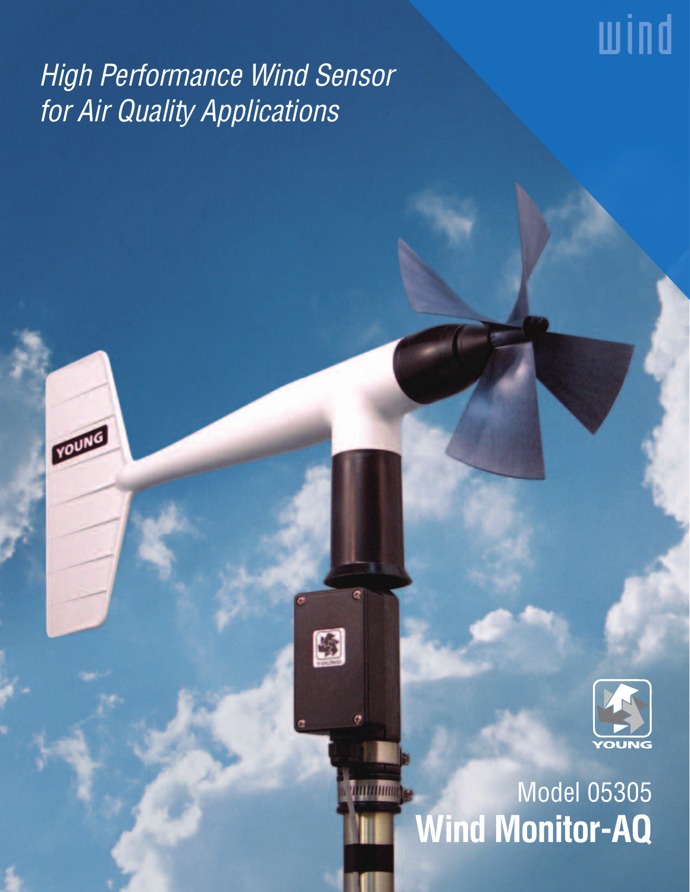wind

*High Performance Wind Sensor for Air Quality Applications*

YOUNG

Model 05305

# Wind Monitor-AQ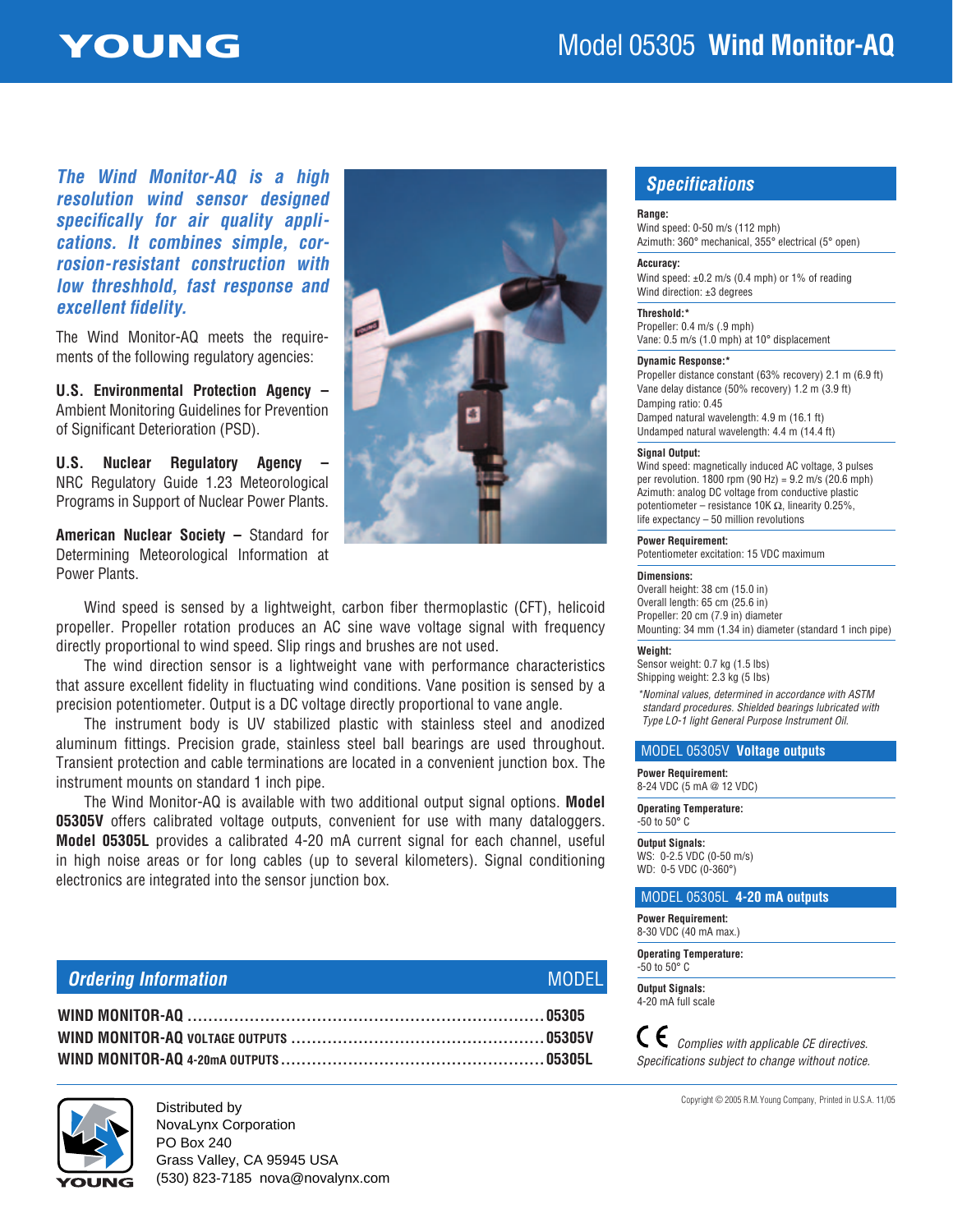# YOUNG

# Model 05305 **Wind Monitor-AQ**

***The Wind Monitor-AQ is a high resolution wind sensor designed specifically for air quality applications. It combines simple, corrosion-resistant construction with low threshhold, fast response and excellent fidelity.***

The Wind Monitor-AQ meets the requirements of the following regulatory agencies:

**U.S. Environmental Protection Agency –** Ambient Monitoring Guidelines for Prevention of Significant Deterioration (PSD).

**U.S. Nuclear Regulatory Agency –** NRC Regulatory Guide 1.23 Meteorological Programs in Support of Nuclear Power Plants.

**American Nuclear Society –** Standard for Determining Meteorological Information at Power Plants.

Wind speed is sensed by a lightweight, carbon fiber thermoplastic (CFT), helicoid propeller. Propeller rotation produces an AC sine wave voltage signal with frequency directly proportional to wind speed. Slip rings and brushes are not used.

The wind direction sensor is a lightweight vane with performance characteristics that assure excellent fidelity in fluctuating wind conditions. Vane position is sensed by a precision potentiometer. Output is a DC voltage directly proportional to vane angle.

The instrument body is UV stabilized plastic with stainless steel and anodized aluminum fittings. Precision grade, stainless steel ball bearings are used throughout. Transient protection and cable terminations are located in a convenient junction box. The instrument mounts on standard 1 inch pipe.

The Wind Monitor-AQ is available with two additional output signal options. **Model 05305V** offers calibrated voltage outputs, convenient for use with many dataloggers. **Model 05305L** provides a calibrated 4-20 mA current signal for each channel, useful in high noise areas or for long cables (up to several kilometers). Signal conditioning electronics are integrated into the sensor junction box.

## Ordering Information

| | MODEL |
|---|---|
| **WIND MONITOR-AQ** | **05305** |
| **WIND MONITOR-AQ VOLTAGE OUTPUTS** | **05305V** |
| **WIND MONITOR-AQ 4-20mA OUTPUTS** | **05305L** |

## Specifications

**Range:**
Wind speed: 0-50 m/s (112 mph)
Azimuth: 360° mechanical, 355° electrical (5° open)

**Accuracy:**
Wind speed: ±0.2 m/s (0.4 mph) or 1% of reading
Wind direction: ±3 degrees

**Threshold:***
Propeller: 0.4 m/s (.9 mph)
Vane: 0.5 m/s (1.0 mph) at 10° displacement

**Dynamic Response:***
Propeller distance constant (63% recovery) 2.1 m (6.9 ft)
Vane delay distance (50% recovery) 1.2 m (3.9 ft)
Damping ratio: 0.45
Damped natural wavelength: 4.9 m (16.1 ft)
Undamped natural wavelength: 4.4 m (14.4 ft)

**Signal Output:**
Wind speed: magnetically induced AC voltage, 3 pulses per revolution. 1800 rpm (90 Hz) = 9.2 m/s (20.6 mph)
Azimuth: analog DC voltage from conductive plastic potentiometer – resistance 10K Ω, linearity 0.25%, life expectancy – 50 million revolutions

**Power Requirement:**
Potentiometer excitation: 15 VDC maximum

**Dimensions:**
Overall height: 38 cm (15.0 in)
Overall length: 65 cm (25.6 in)
Propeller: 20 cm (7.9 in) diameter
Mounting: 34 mm (1.34 in) diameter (standard 1 inch pipe)

**Weight:**
Sensor weight: 0.7 kg (1.5 lbs)
Shipping weight: 2.3 kg (5 lbs)

*\*Nominal values, determined in accordance with ASTM standard procedures. Shielded bearings lubricated with Type LO-1 light General Purpose Instrument Oil.*

### MODEL 05305V **Voltage outputs**

**Power Requirement:**
8-24 VDC (5 mA @ 12 VDC)

**Operating Temperature:**
-50 to 50° C

**Output Signals:**
WS: 0-2.5 VDC (0-50 m/s)
WD: 0-5 VDC (0-360°)

### MODEL 05305L **4-20 mA outputs**

**Power Requirement:**
8-30 VDC (40 mA max.)

**Operating Temperature:**
-50 to 50° C

**Output Signals:**
4-20 mA full scale

CE *Complies with applicable CE directives.*
*Specifications subject to change without notice.*

Copyright © 2005 R.M.Young Company, Printed in U.S.A. 11/05

Distributed by
NovaLynx Corporation
PO Box 240
Grass Valley, CA 95945 USA
(530) 823-7185 nova@novalynx.com